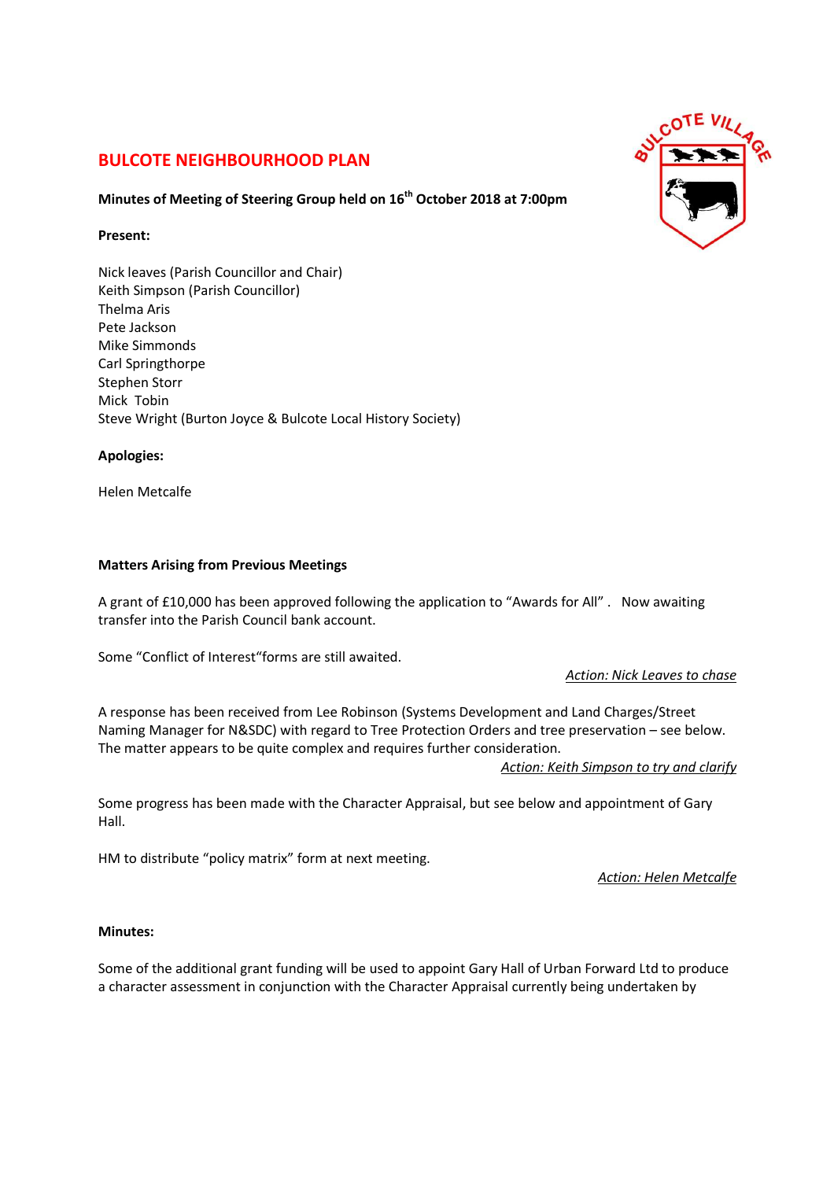## BULCOTE NEIGHBOURHOOD PLAN

**Minutes of Meeting of Steering Group held on 16th October 2018 at 7:00pm**

**Present:**

Nick leaves (Parish Councillor and Chair)
Keith Simpson (Parish Councillor)
Thelma Aris
Pete Jackson
Mike Simmonds
Carl Springthorpe
Stephen Storr
Mick Tobin
Steve Wright (Burton Joyce & Bulcote Local History Society)

**Apologies:**

Helen Metcalfe

**Matters Arising from Previous Meetings**

A grant of £10,000 has been approved following the application to "Awards for All". Now awaiting transfer into the Parish Council bank account.

Some "Conflict of Interest"forms are still awaited.

*Action: Nick Leaves to chase*

A response has been received from Lee Robinson (Systems Development and Land Charges/Street Naming Manager for N&SDC) with regard to Tree Protection Orders and tree preservation – see below. The matter appears to be quite complex and requires further consideration.

*Action: Keith Simpson to try and clarify*

Some progress has been made with the Character Appraisal, but see below and appointment of Gary Hall.

HM to distribute "policy matrix" form at next meeting.

*Action: Helen Metcalfe*

**Minutes:**

Some of the additional grant funding will be used to appoint Gary Hall of Urban Forward Ltd to produce a character assessment in conjunction with the Character Appraisal currently being undertaken by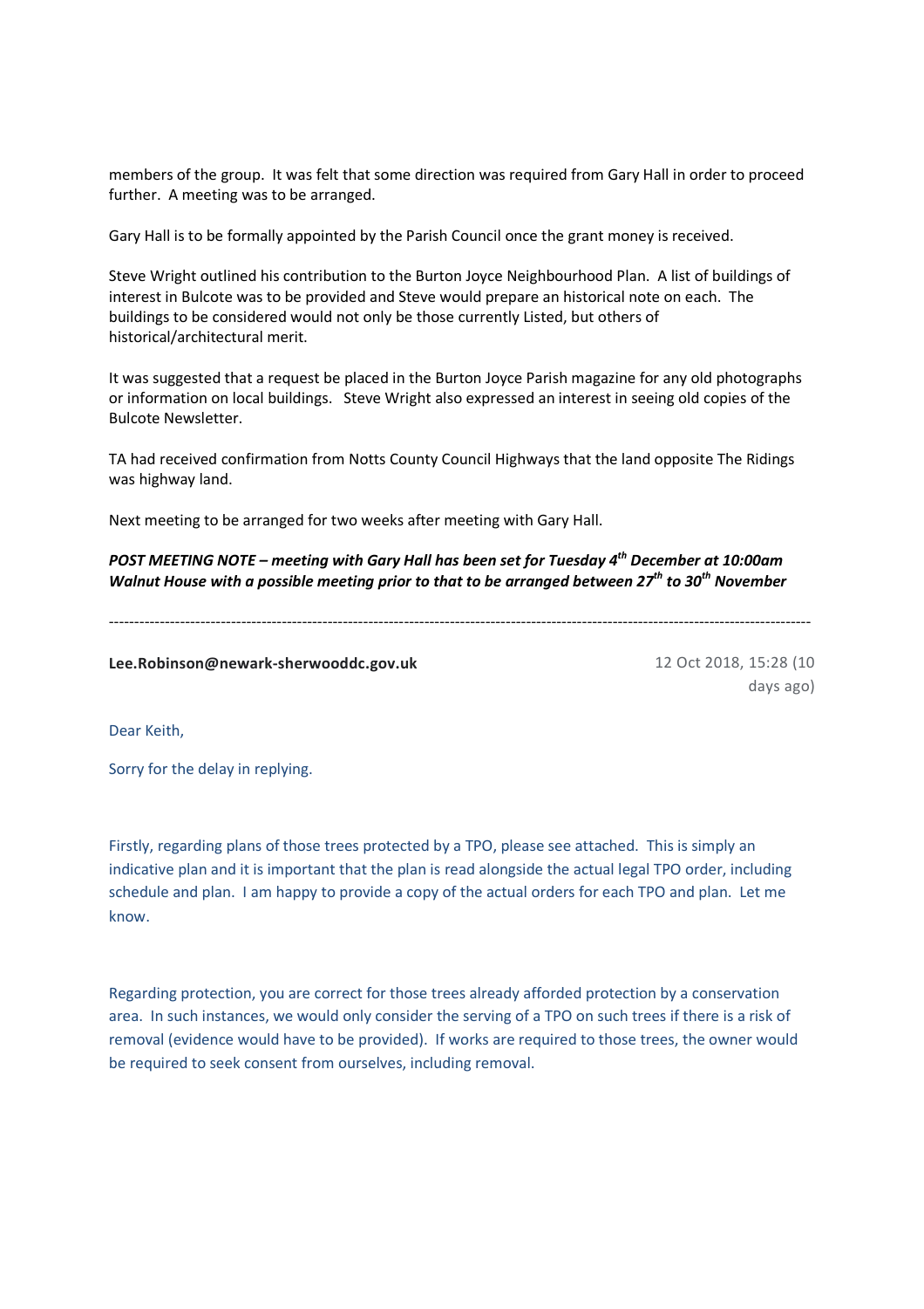members of the group. It was felt that some direction was required from Gary Hall in order to proceed further. A meeting was to be arranged.

Gary Hall is to be formally appointed by the Parish Council once the grant money is received.

Steve Wright outlined his contribution to the Burton Joyce Neighbourhood Plan. A list of buildings of interest in Bulcote was to be provided and Steve would prepare an historical note on each. The buildings to be considered would not only be those currently Listed, but others of historical/architectural merit.

It was suggested that a request be placed in the Burton Joyce Parish magazine for any old photographs or information on local buildings. Steve Wright also expressed an interest in seeing old copies of the Bulcote Newsletter.

TA had received confirmation from Notts County Council Highways that the land opposite The Ridings was highway land.

Next meeting to be arranged for two weeks after meeting with Gary Hall.

***POST MEETING NOTE – meeting with Gary Hall has been set for Tuesday 4th December at 10:00am Walnut House with a possible meeting prior to that to be arranged between 27th to 30th November***

---

**Lee.Robinson@newark-sherwooddc.gov.uk** 12 Oct 2018, 15:28 (10 days ago)

Dear Keith,

Sorry for the delay in replying.

Firstly, regarding plans of those trees protected by a TPO, please see attached. This is simply an indicative plan and it is important that the plan is read alongside the actual legal TPO order, including schedule and plan. I am happy to provide a copy of the actual orders for each TPO and plan. Let me know.

Regarding protection, you are correct for those trees already afforded protection by a conservation area. In such instances, we would only consider the serving of a TPO on such trees if there is a risk of removal (evidence would have to be provided). If works are required to those trees, the owner would be required to seek consent from ourselves, including removal.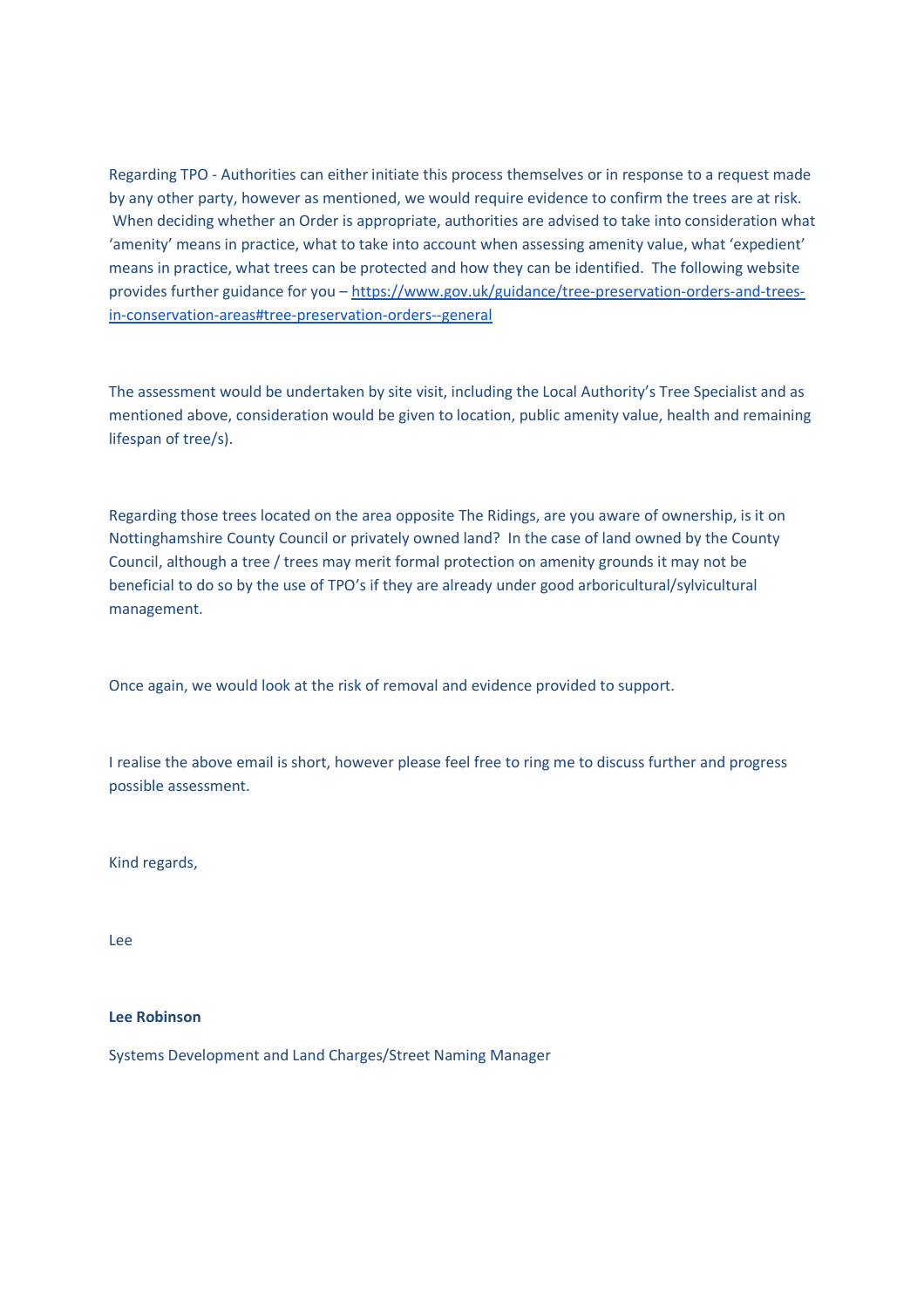Regarding TPO - Authorities can either initiate this process themselves or in response to a request made by any other party, however as mentioned, we would require evidence to confirm the trees are at risk. When deciding whether an Order is appropriate, authorities are advised to take into consideration what 'amenity' means in practice, what to take into account when assessing amenity value, what 'expedient' means in practice, what trees can be protected and how they can be identified. The following website provides further guidance for you – [https://www.gov.uk/guidance/tree-preservation-orders-and-trees-in-conservation-areas#tree-preservation-orders--general](https://www.gov.uk/guidance/tree-preservation-orders-and-trees-in-conservation-areas#tree-preservation-orders--general)

The assessment would be undertaken by site visit, including the Local Authority's Tree Specialist and as mentioned above, consideration would be given to location, public amenity value, health and remaining lifespan of tree/s).

Regarding those trees located on the area opposite The Ridings, are you aware of ownership, is it on Nottinghamshire County Council or privately owned land? In the case of land owned by the County Council, although a tree / trees may merit formal protection on amenity grounds it may not be beneficial to do so by the use of TPO's if they are already under good arboricultural/sylvicultural management.

Once again, we would look at the risk of removal and evidence provided to support.

I realise the above email is short, however please feel free to ring me to discuss further and progress possible assessment.

Kind regards,

Lee

**Lee Robinson**

Systems Development and Land Charges/Street Naming Manager